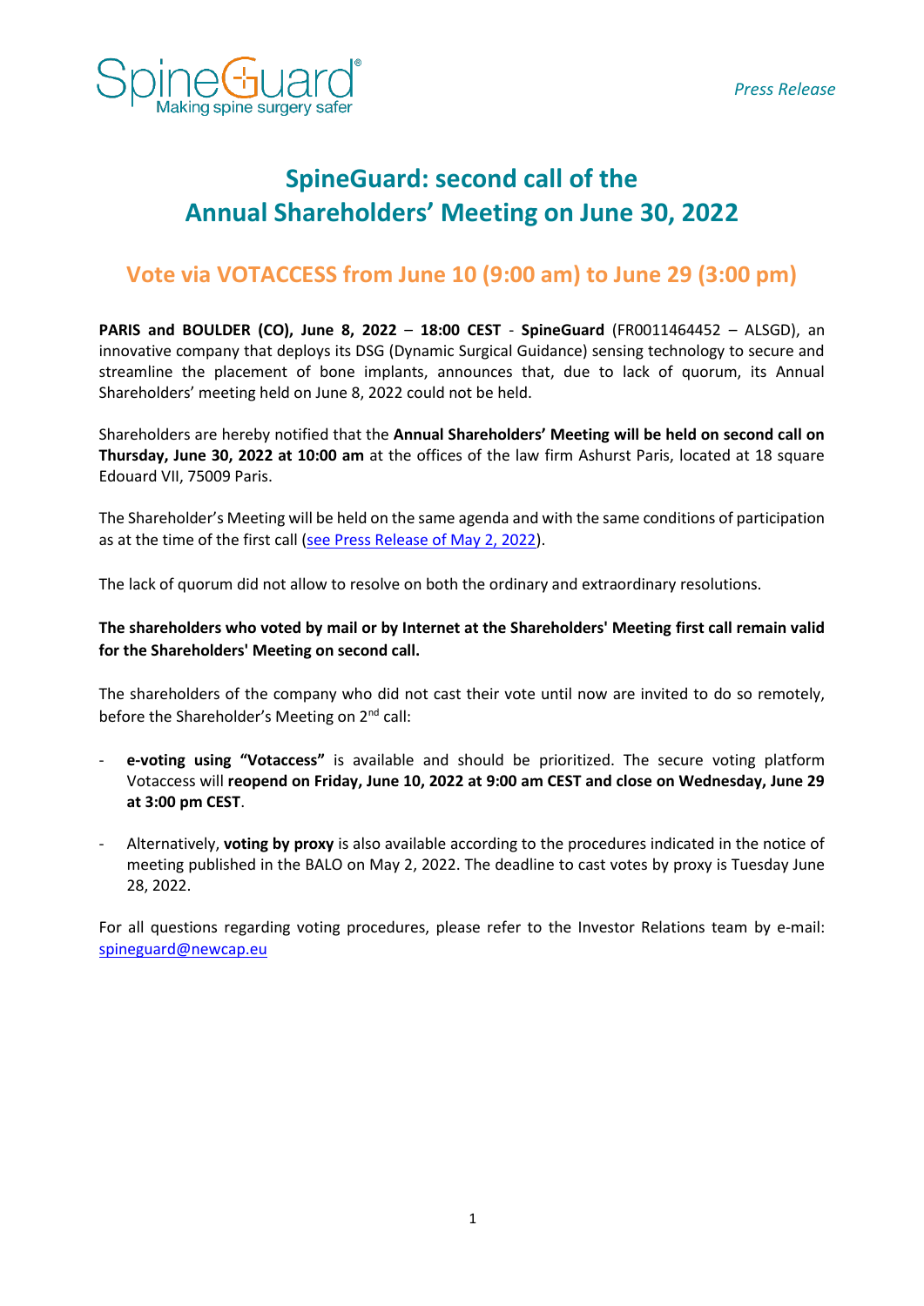SpineGuard®
Making spine surgery safer

*Press Release*

# SpineGuard: second call of the Annual Shareholders' Meeting on June 30, 2022

## Vote via VOTACCESS from June 10 (9:00 am) to June 29 (3:00 pm)

**PARIS and BOULDER (CO), June 8, 2022** – **18:00 CEST** - **SpineGuard** (FR0011464452 – ALSGD), an innovative company that deploys its DSG (Dynamic Surgical Guidance) sensing technology to secure and streamline the placement of bone implants, announces that, due to lack of quorum, its Annual Shareholders' meeting held on June 8, 2022 could not be held.

Shareholders are hereby notified that the **Annual Shareholders' Meeting will be held on second call on Thursday, June 30, 2022 at 10:00 am** at the offices of the law firm Ashurst Paris, located at 18 square Edouard VII, 75009 Paris.

The Shareholder's Meeting will be held on the same agenda and with the same conditions of participation as at the time of the first call (see Press Release of May 2, 2022).

The lack of quorum did not allow to resolve on both the ordinary and extraordinary resolutions.

**The shareholders who voted by mail or by Internet at the Shareholders' Meeting first call remain valid for the Shareholders' Meeting on second call.**

The shareholders of the company who did not cast their vote until now are invited to do so remotely, before the Shareholder's Meeting on 2nd call:

- **e-voting using "Votaccess"** is available and should be prioritized. The secure voting platform Votaccess will **reopend on Friday, June 10, 2022 at 9:00 am CEST and close on Wednesday, June 29 at 3:00 pm CEST**.
- Alternatively, **voting by proxy** is also available according to the procedures indicated in the notice of meeting published in the BALO on May 2, 2022. The deadline to cast votes by proxy is Tuesday June 28, 2022.

For all questions regarding voting procedures, please refer to the Investor Relations team by e-mail: spineguard@newcap.eu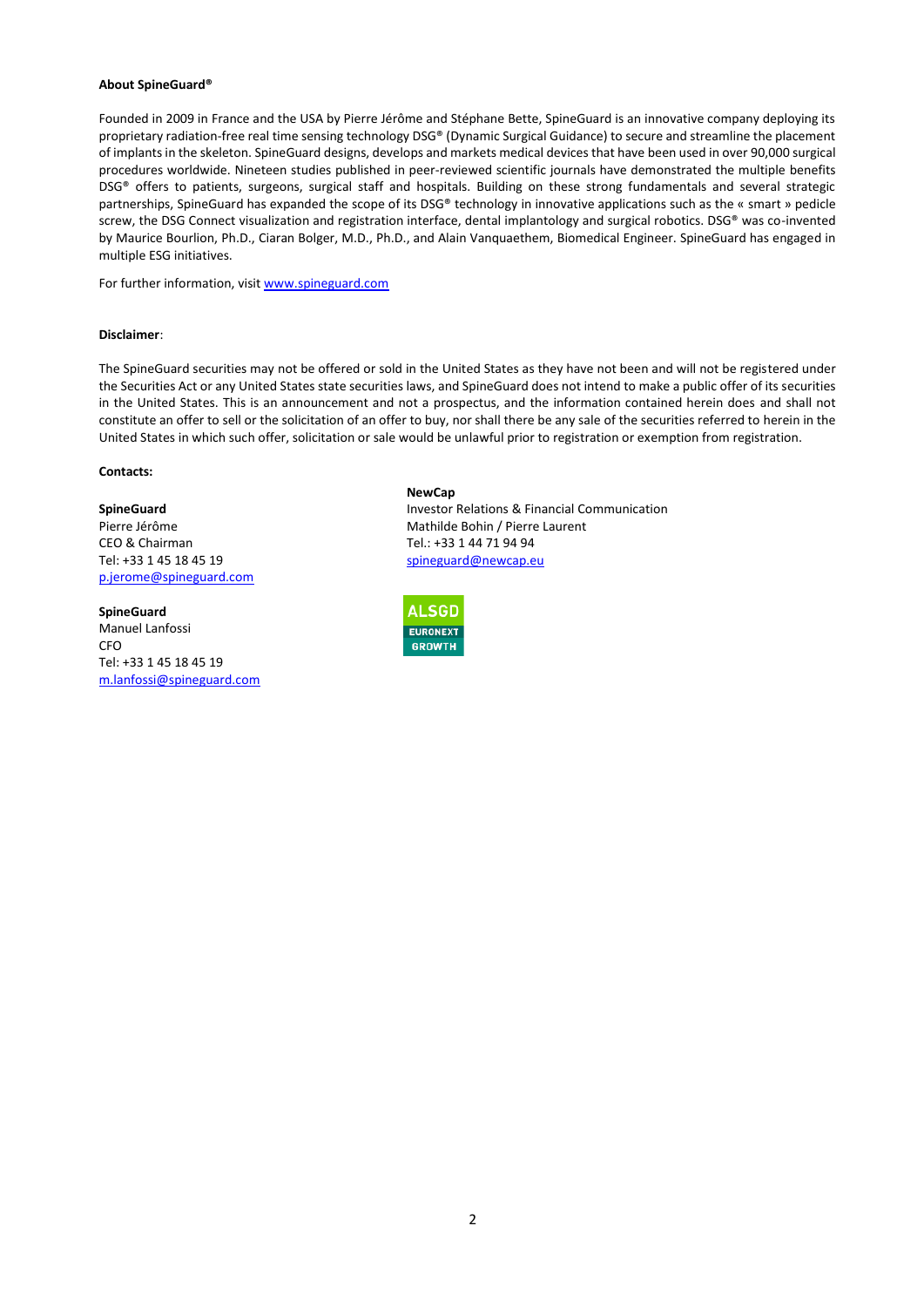**About SpineGuard®**

Founded in 2009 in France and the USA by Pierre Jérôme and Stéphane Bette, SpineGuard is an innovative company deploying its proprietary radiation-free real time sensing technology DSG® (Dynamic Surgical Guidance) to secure and streamline the placement of implants in the skeleton. SpineGuard designs, develops and markets medical devices that have been used in over 90,000 surgical procedures worldwide. Nineteen studies published in peer-reviewed scientific journals have demonstrated the multiple benefits DSG® offers to patients, surgeons, surgical staff and hospitals. Building on these strong fundamentals and several strategic partnerships, SpineGuard has expanded the scope of its DSG® technology in innovative applications such as the « smart » pedicle screw, the DSG Connect visualization and registration interface, dental implantology and surgical robotics. DSG® was co-invented by Maurice Bourlion, Ph.D., Ciaran Bolger, M.D., Ph.D., and Alain Vanquaethem, Biomedical Engineer. SpineGuard has engaged in multiple ESG initiatives.

For further information, visit [www.spineguard.com](http://www.spineguard.com)

**Disclaimer**:

The SpineGuard securities may not be offered or sold in the United States as they have not been and will not be registered under the Securities Act or any United States state securities laws, and SpineGuard does not intend to make a public offer of its securities in the United States. This is an announcement and not a prospectus, and the information contained herein does and shall not constitute an offer to sell or the solicitation of an offer to buy, nor shall there be any sale of the securities referred to herein in the United States in which such offer, solicitation or sale would be unlawful prior to registration or exemption from registration.

**Contacts:**

**SpineGuard**
Pierre Jérôme
CEO & Chairman
Tel: +33 1 45 18 45 19
[p.jerome@spineguard.com](mailto:p.jerome@spineguard.com)

**SpineGuard**
Manuel Lanfossi
CFO
Tel: +33 1 45 18 45 19
[m.lanfossi@spineguard.com](mailto:m.lanfossi@spineguard.com)

**NewCap**
Investor Relations & Financial Communication
Mathilde Bohin / Pierre Laurent
Tel.: +33 1 44 71 94 94
[spineguard@newcap.eu](mailto:spineguard@newcap.eu)

ALSGD
EURONEXT
GROWTH